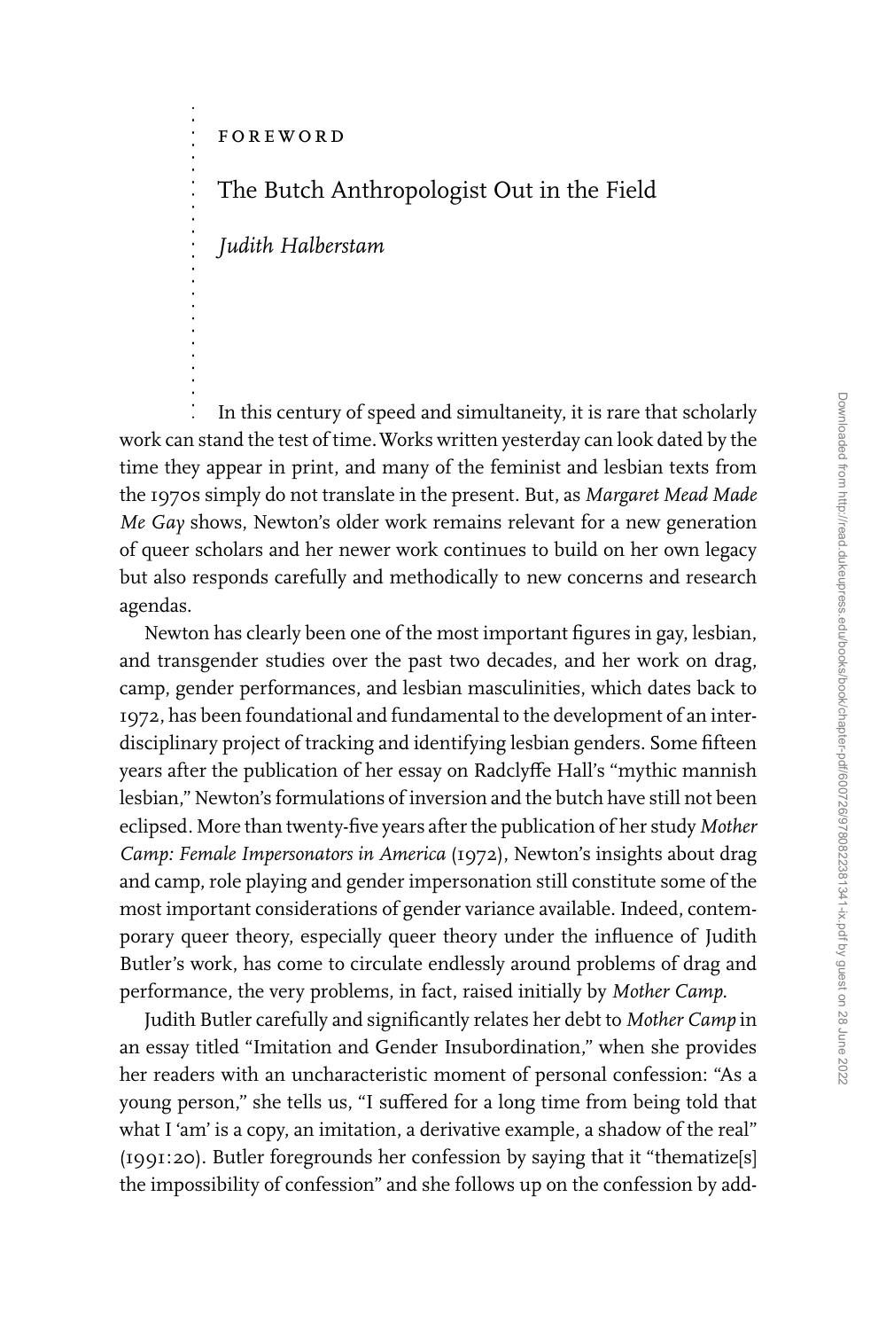FOREWORD

# The Butch Anthropologist Out in the Field

*Judith Halberstam*

In this century of speed and simultaneity, it is rare that scholarly work can stand the test of time. Works written yesterday can look dated by the time they appear in print, and many of the feminist and lesbian texts from the 1970s simply do not translate in the present. But, as *Margaret Mead Made Me Gay* shows, Newton's older work remains relevant for a new generation of queer scholars and her newer work continues to build on her own legacy but also responds carefully and methodically to new concerns and research agendas.

Newton has clearly been one of the most important figures in gay, lesbian, and transgender studies over the past two decades, and her work on drag, camp, gender performances, and lesbian masculinities, which dates back to 1972, has been foundational and fundamental to the development of an interdisciplinary project of tracking and identifying lesbian genders. Some fifteen years after the publication of her essay on Radclyffe Hall's "mythic mannish lesbian," Newton's formulations of inversion and the butch have still not been eclipsed. More than twenty-five years after the publication of her study *Mother Camp: Female Impersonators in America* (1972), Newton's insights about drag and camp, role playing and gender impersonation still constitute some of the most important considerations of gender variance available. Indeed, contemporary queer theory, especially queer theory under the influence of Judith Butler's work, has come to circulate endlessly around problems of drag and performance, the very problems, in fact, raised initially by *Mother Camp*.

Judith Butler carefully and significantly relates her debt to *Mother Camp* in an essay titled "Imitation and Gender Insubordination," when she provides her readers with an uncharacteristic moment of personal confession: "As a young person," she tells us, "I suffered for a long time from being told that what I 'am' is a copy, an imitation, a derivative example, a shadow of the real" (1991:20). Butler foregrounds her confession by saying that it "thematize[s] the impossibility of confession" and she follows up on the confession by add-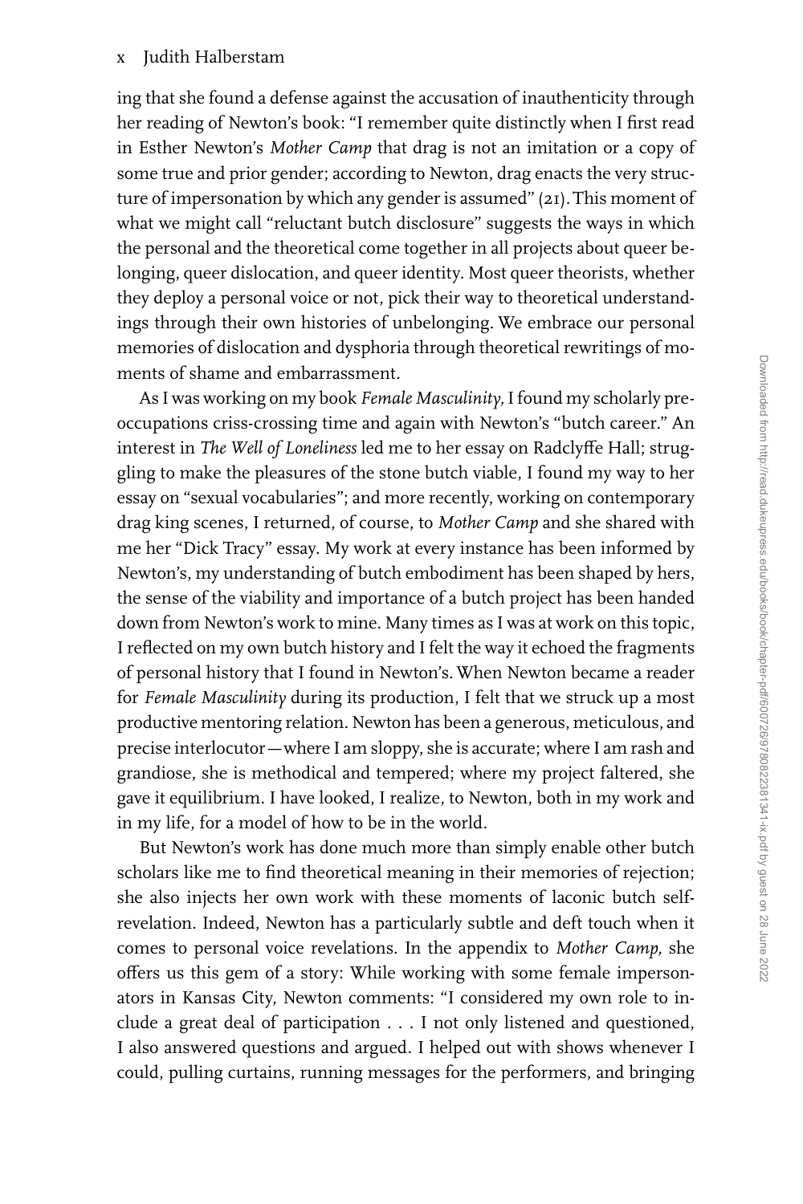ing that she found a defense against the accusation of inauthenticity through her reading of Newton's book: "I remember quite distinctly when I first read in Esther Newton's *Mother Camp* that drag is not an imitation or a copy of some true and prior gender; according to Newton, drag enacts the very structure of impersonation by which any gender is assumed" (21). This moment of what we might call "reluctant butch disclosure" suggests the ways in which the personal and the theoretical come together in all projects about queer belonging, queer dislocation, and queer identity. Most queer theorists, whether they deploy a personal voice or not, pick their way to theoretical understandings through their own histories of unbelonging. We embrace our personal memories of dislocation and dysphoria through theoretical rewritings of moments of shame and embarrassment.

As I was working on my book *Female Masculinity,* I found my scholarly preoccupations criss-crossing time and again with Newton's "butch career." An interest in *The Well of Loneliness* led me to her essay on Radclyffe Hall; struggling to make the pleasures of the stone butch viable, I found my way to her essay on "sexual vocabularies"; and more recently, working on contemporary drag king scenes, I returned, of course, to *Mother Camp* and she shared with me her "Dick Tracy" essay. My work at every instance has been informed by Newton's, my understanding of butch embodiment has been shaped by hers, the sense of the viability and importance of a butch project has been handed down from Newton's work to mine. Many times as I was at work on this topic, I reflected on my own butch history and I felt the way it echoed the fragments of personal history that I found in Newton's. When Newton became a reader for *Female Masculinity* during its production, I felt that we struck up a most productive mentoring relation. Newton has been a generous, meticulous, and precise interlocutor—where I am sloppy, she is accurate; where I am rash and grandiose, she is methodical and tempered; where my project faltered, she gave it equilibrium. I have looked, I realize, to Newton, both in my work and in my life, for a model of how to be in the world.

But Newton's work has done much more than simply enable other butch scholars like me to find theoretical meaning in their memories of rejection; she also injects her own work with these moments of laconic butch self-revelation. Indeed, Newton has a particularly subtle and deft touch when it comes to personal voice revelations. In the appendix to *Mother Camp,* she offers us this gem of a story: While working with some female impersonators in Kansas City, Newton comments: "I considered my own role to include a great deal of participation . . . I not only listened and questioned, I also answered questions and argued. I helped out with shows whenever I could, pulling curtains, running messages for the performers, and bringing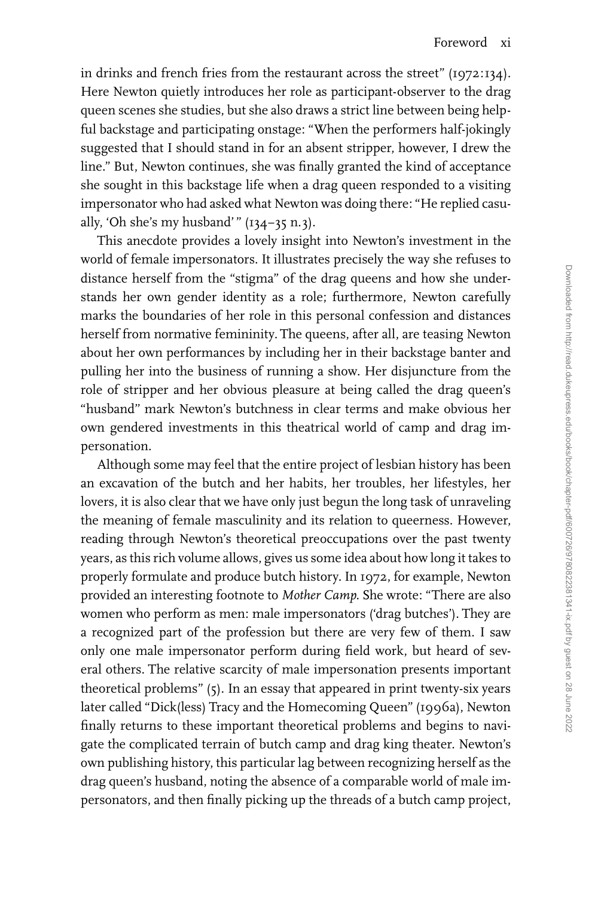in drinks and french fries from the restaurant across the street" (1972:134). Here Newton quietly introduces her role as participant-observer to the drag queen scenes she studies, but she also draws a strict line between being helpful backstage and participating onstage: "When the performers half-jokingly suggested that I should stand in for an absent stripper, however, I drew the line." But, Newton continues, she was finally granted the kind of acceptance she sought in this backstage life when a drag queen responded to a visiting impersonator who had asked what Newton was doing there: "He replied casually, 'Oh she's my husband' " (134–35 n.3).

This anecdote provides a lovely insight into Newton's investment in the world of female impersonators. It illustrates precisely the way she refuses to distance herself from the "stigma" of the drag queens and how she understands her own gender identity as a role; furthermore, Newton carefully marks the boundaries of her role in this personal confession and distances herself from normative femininity. The queens, after all, are teasing Newton about her own performances by including her in their backstage banter and pulling her into the business of running a show. Her disjuncture from the role of stripper and her obvious pleasure at being called the drag queen's "husband" mark Newton's butchness in clear terms and make obvious her own gendered investments in this theatrical world of camp and drag impersonation.

Although some may feel that the entire project of lesbian history has been an excavation of the butch and her habits, her troubles, her lifestyles, her lovers, it is also clear that we have only just begun the long task of unraveling the meaning of female masculinity and its relation to queerness. However, reading through Newton's theoretical preoccupations over the past twenty years, as this rich volume allows, gives us some idea about how long it takes to properly formulate and produce butch history. In 1972, for example, Newton provided an interesting footnote to *Mother Camp.* She wrote: "There are also women who perform as men: male impersonators ('drag butches'). They are a recognized part of the profession but there are very few of them. I saw only one male impersonator perform during field work, but heard of several others. The relative scarcity of male impersonation presents important theoretical problems" (5). In an essay that appeared in print twenty-six years later called "Dick(less) Tracy and the Homecoming Queen" (1996a), Newton finally returns to these important theoretical problems and begins to navigate the complicated terrain of butch camp and drag king theater. Newton's own publishing history, this particular lag between recognizing herself as the drag queen's husband, noting the absence of a comparable world of male impersonators, and then finally picking up the threads of a butch camp project,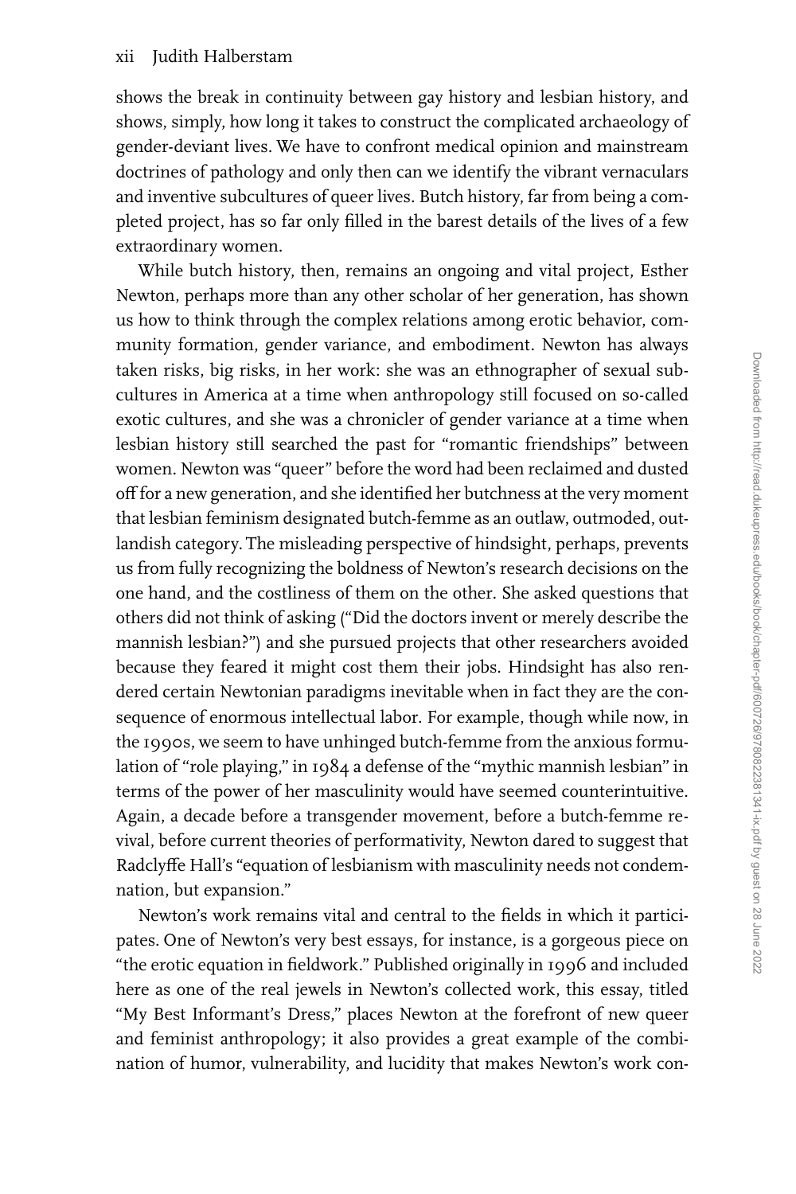shows the break in continuity between gay history and lesbian history, and shows, simply, how long it takes to construct the complicated archaeology of gender-deviant lives. We have to confront medical opinion and mainstream doctrines of pathology and only then can we identify the vibrant vernaculars and inventive subcultures of queer lives. Butch history, far from being a completed project, has so far only filled in the barest details of the lives of a few extraordinary women.

While butch history, then, remains an ongoing and vital project, Esther Newton, perhaps more than any other scholar of her generation, has shown us how to think through the complex relations among erotic behavior, community formation, gender variance, and embodiment. Newton has always taken risks, big risks, in her work: she was an ethnographer of sexual subcultures in America at a time when anthropology still focused on so-called exotic cultures, and she was a chronicler of gender variance at a time when lesbian history still searched the past for "romantic friendships" between women. Newton was "queer" before the word had been reclaimed and dusted off for a new generation, and she identified her butchness at the very moment that lesbian feminism designated butch-femme as an outlaw, outmoded, outlandish category. The misleading perspective of hindsight, perhaps, prevents us from fully recognizing the boldness of Newton's research decisions on the one hand, and the costliness of them on the other. She asked questions that others did not think of asking ("Did the doctors invent or merely describe the mannish lesbian?") and she pursued projects that other researchers avoided because they feared it might cost them their jobs. Hindsight has also rendered certain Newtonian paradigms inevitable when in fact they are the consequence of enormous intellectual labor. For example, though while now, in the 1990s, we seem to have unhinged butch-femme from the anxious formulation of "role playing," in 1984 a defense of the "mythic mannish lesbian" in terms of the power of her masculinity would have seemed counterintuitive. Again, a decade before a transgender movement, before a butch-femme revival, before current theories of performativity, Newton dared to suggest that Radclyffe Hall's "equation of lesbianism with masculinity needs not condemnation, but expansion."

Newton's work remains vital and central to the fields in which it participates. One of Newton's very best essays, for instance, is a gorgeous piece on "the erotic equation in fieldwork." Published originally in 1996 and included here as one of the real jewels in Newton's collected work, this essay, titled "My Best Informant's Dress," places Newton at the forefront of new queer and feminist anthropology; it also provides a great example of the combination of humor, vulnerability, and lucidity that makes Newton's work con-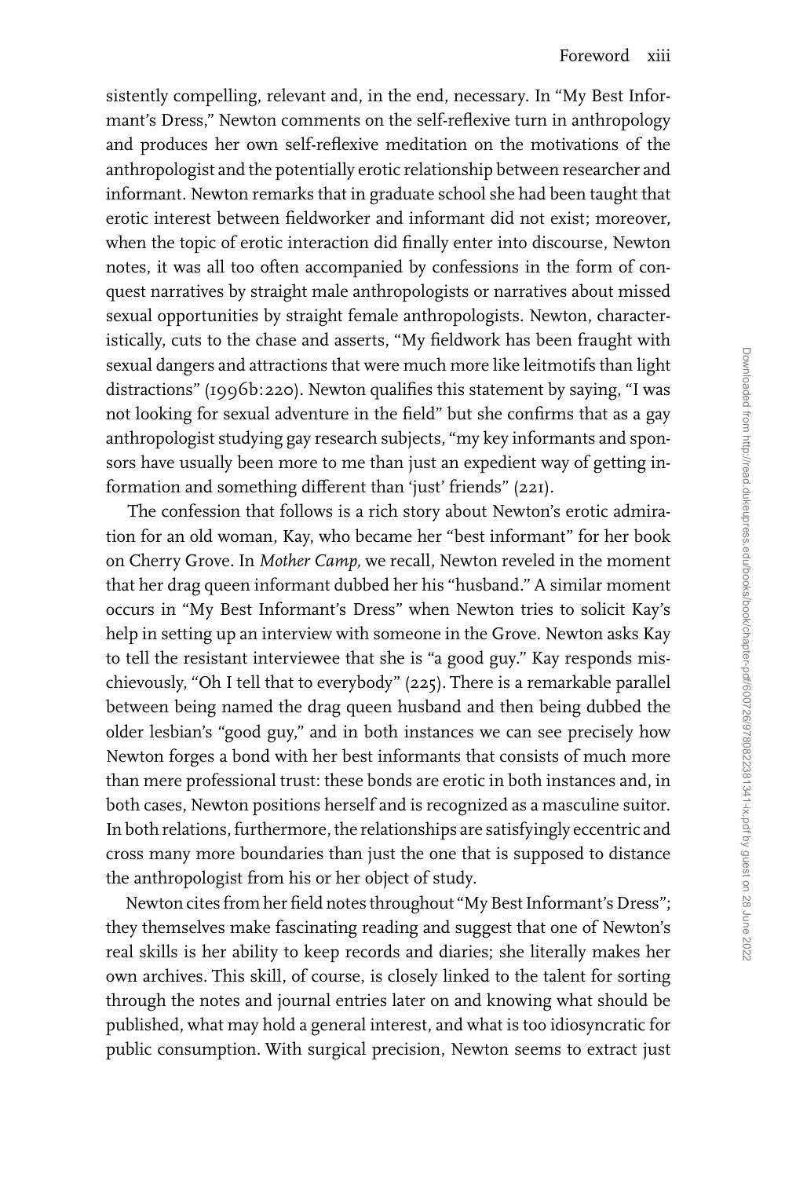sistently compelling, relevant and, in the end, necessary. In "My Best Informant's Dress," Newton comments on the self-reflexive turn in anthropology and produces her own self-reflexive meditation on the motivations of the anthropologist and the potentially erotic relationship between researcher and informant. Newton remarks that in graduate school she had been taught that erotic interest between fieldworker and informant did not exist; moreover, when the topic of erotic interaction did finally enter into discourse, Newton notes, it was all too often accompanied by confessions in the form of conquest narratives by straight male anthropologists or narratives about missed sexual opportunities by straight female anthropologists. Newton, characteristically, cuts to the chase and asserts, "My fieldwork has been fraught with sexual dangers and attractions that were much more like leitmotifs than light distractions" (1996b:220). Newton qualifies this statement by saying, "I was not looking for sexual adventure in the field" but she confirms that as a gay anthropologist studying gay research subjects, "my key informants and sponsors have usually been more to me than just an expedient way of getting information and something different than 'just' friends" (221).

The confession that follows is a rich story about Newton's erotic admiration for an old woman, Kay, who became her "best informant" for her book on Cherry Grove. In *Mother Camp,* we recall, Newton reveled in the moment that her drag queen informant dubbed her his "husband." A similar moment occurs in "My Best Informant's Dress" when Newton tries to solicit Kay's help in setting up an interview with someone in the Grove. Newton asks Kay to tell the resistant interviewee that she is "a good guy." Kay responds mischievously, "Oh I tell that to everybody" (225). There is a remarkable parallel between being named the drag queen husband and then being dubbed the older lesbian's "good guy," and in both instances we can see precisely how Newton forges a bond with her best informants that consists of much more than mere professional trust: these bonds are erotic in both instances and, in both cases, Newton positions herself and is recognized as a masculine suitor. In both relations, furthermore, the relationships are satisfyingly eccentric and cross many more boundaries than just the one that is supposed to distance the anthropologist from his or her object of study.

Newton cites from her field notes throughout "My Best Informant's Dress"; they themselves make fascinating reading and suggest that one of Newton's real skills is her ability to keep records and diaries; she literally makes her own archives. This skill, of course, is closely linked to the talent for sorting through the notes and journal entries later on and knowing what should be published, what may hold a general interest, and what is too idiosyncratic for public consumption. With surgical precision, Newton seems to extract just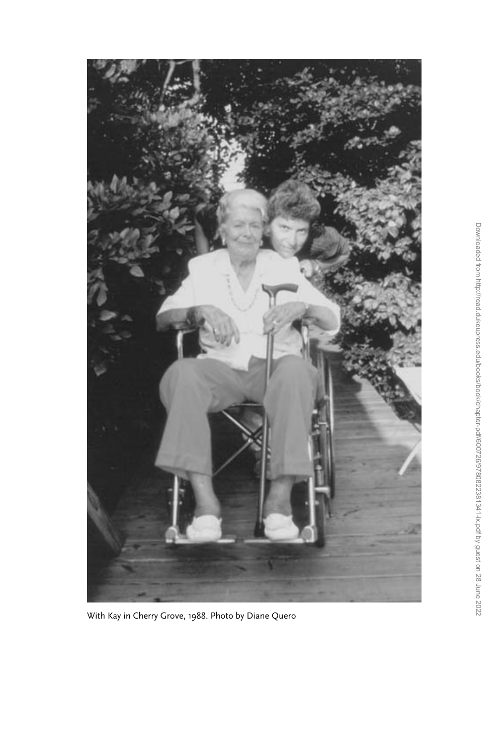With Kay in Cherry Grove, 1988. Photo by Diane Quero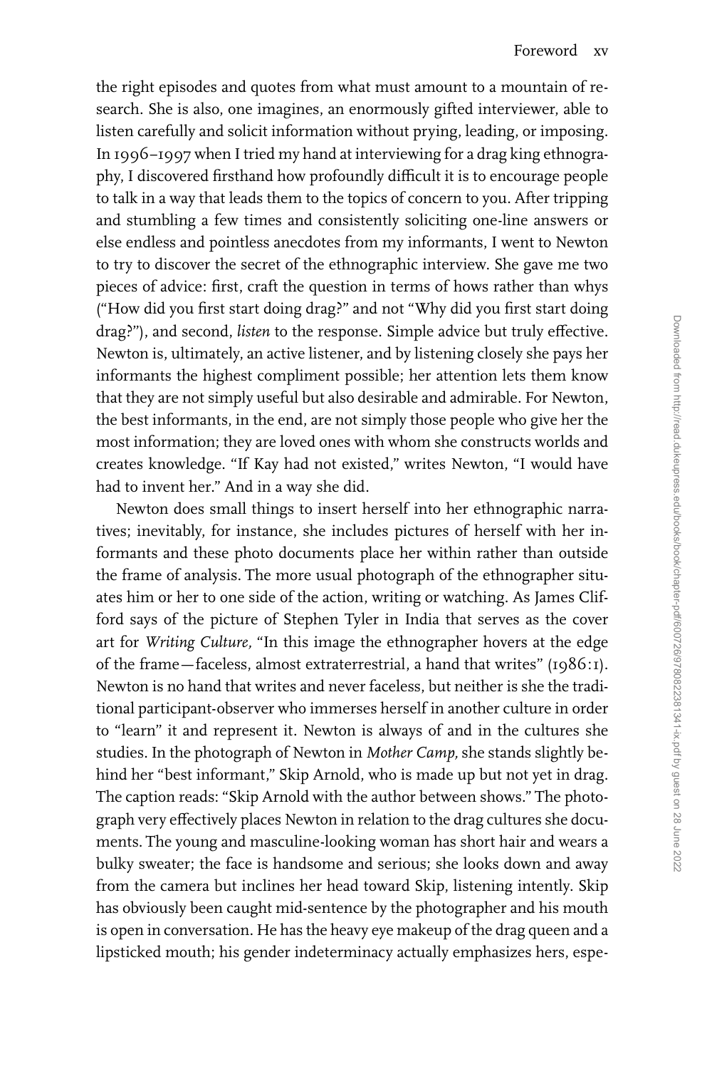the right episodes and quotes from what must amount to a mountain of research. She is also, one imagines, an enormously gifted interviewer, able to listen carefully and solicit information without prying, leading, or imposing. In 1996–1997 when I tried my hand at interviewing for a drag king ethnography, I discovered firsthand how profoundly difficult it is to encourage people to talk in a way that leads them to the topics of concern to you. After tripping and stumbling a few times and consistently soliciting one-line answers or else endless and pointless anecdotes from my informants, I went to Newton to try to discover the secret of the ethnographic interview. She gave me two pieces of advice: first, craft the question in terms of hows rather than whys ("How did you first start doing drag?" and not "Why did you first start doing drag?"), and second, *listen* to the response. Simple advice but truly effective. Newton is, ultimately, an active listener, and by listening closely she pays her informants the highest compliment possible; her attention lets them know that they are not simply useful but also desirable and admirable. For Newton, the best informants, in the end, are not simply those people who give her the most information; they are loved ones with whom she constructs worlds and creates knowledge. "If Kay had not existed," writes Newton, "I would have had to invent her." And in a way she did.

Newton does small things to insert herself into her ethnographic narratives; inevitably, for instance, she includes pictures of herself with her informants and these photo documents place her within rather than outside the frame of analysis. The more usual photograph of the ethnographer situates him or her to one side of the action, writing or watching. As James Clifford says of the picture of Stephen Tyler in India that serves as the cover art for *Writing Culture,* "In this image the ethnographer hovers at the edge of the frame—faceless, almost extraterrestrial, a hand that writes" (1986:1). Newton is no hand that writes and never faceless, but neither is she the traditional participant-observer who immerses herself in another culture in order to "learn" it and represent it. Newton is always of and in the cultures she studies. In the photograph of Newton in *Mother Camp,* she stands slightly behind her "best informant," Skip Arnold, who is made up but not yet in drag. The caption reads: "Skip Arnold with the author between shows." The photograph very effectively places Newton in relation to the drag cultures she documents. The young and masculine-looking woman has short hair and wears a bulky sweater; the face is handsome and serious; she looks down and away from the camera but inclines her head toward Skip, listening intently. Skip has obviously been caught mid-sentence by the photographer and his mouth is open in conversation. He has the heavy eye makeup of the drag queen and a lipsticked mouth; his gender indeterminacy actually emphasizes hers, espe-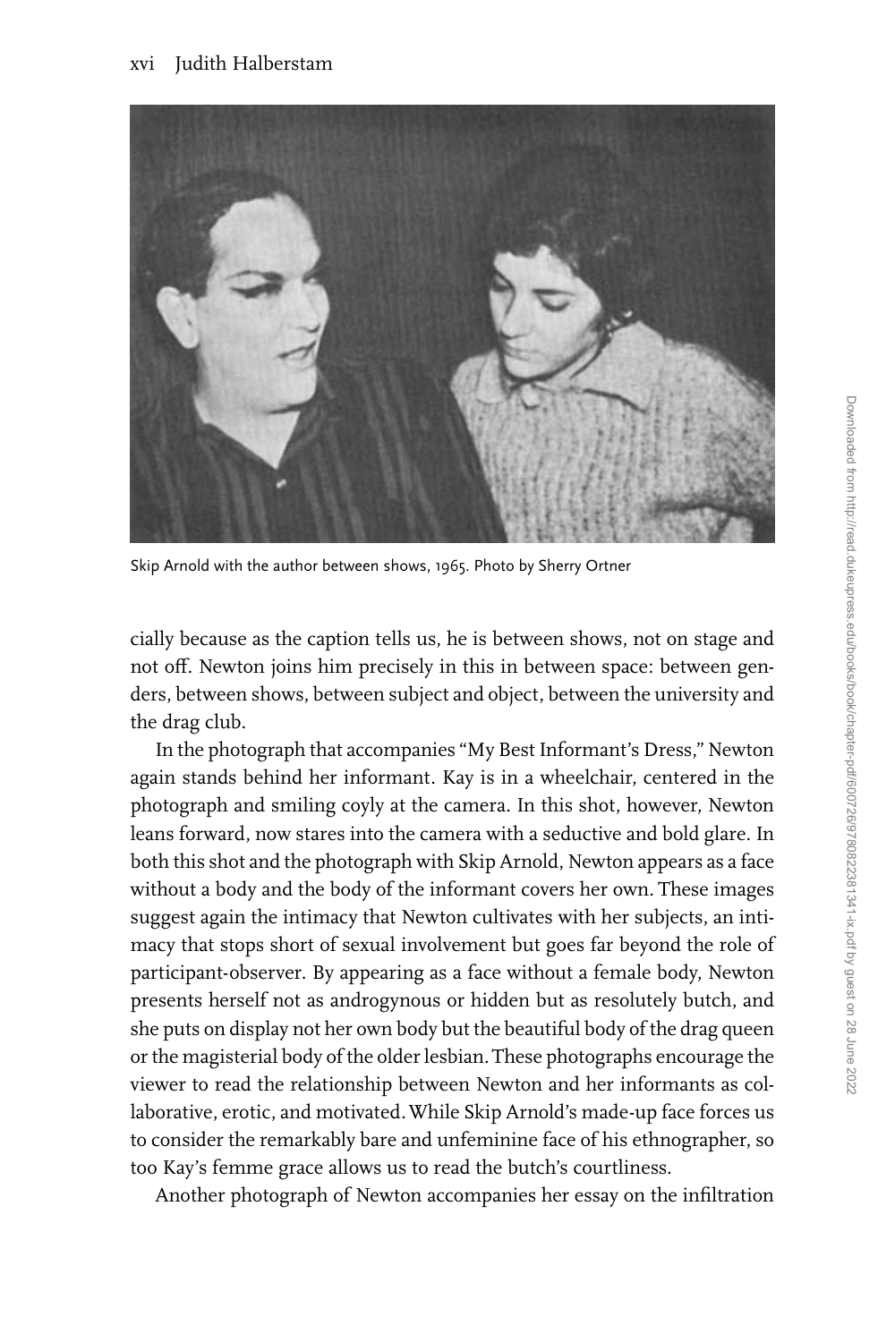Skip Arnold with the author between shows, 1965. Photo by Sherry Ortner

cially because as the caption tells us, he is between shows, not on stage and not off. Newton joins him precisely in this in between space: between genders, between shows, between subject and object, between the university and the drag club.

In the photograph that accompanies "My Best Informant's Dress," Newton again stands behind her informant. Kay is in a wheelchair, centered in the photograph and smiling coyly at the camera. In this shot, however, Newton leans forward, now stares into the camera with a seductive and bold glare. In both this shot and the photograph with Skip Arnold, Newton appears as a face without a body and the body of the informant covers her own. These images suggest again the intimacy that Newton cultivates with her subjects, an intimacy that stops short of sexual involvement but goes far beyond the role of participant-observer. By appearing as a face without a female body, Newton presents herself not as androgynous or hidden but as resolutely butch, and she puts on display not her own body but the beautiful body of the drag queen or the magisterial body of the older lesbian. These photographs encourage the viewer to read the relationship between Newton and her informants as collaborative, erotic, and motivated. While Skip Arnold's made-up face forces us to consider the remarkably bare and unfeminine face of his ethnographer, so too Kay's femme grace allows us to read the butch's courtliness.

Another photograph of Newton accompanies her essay on the infiltration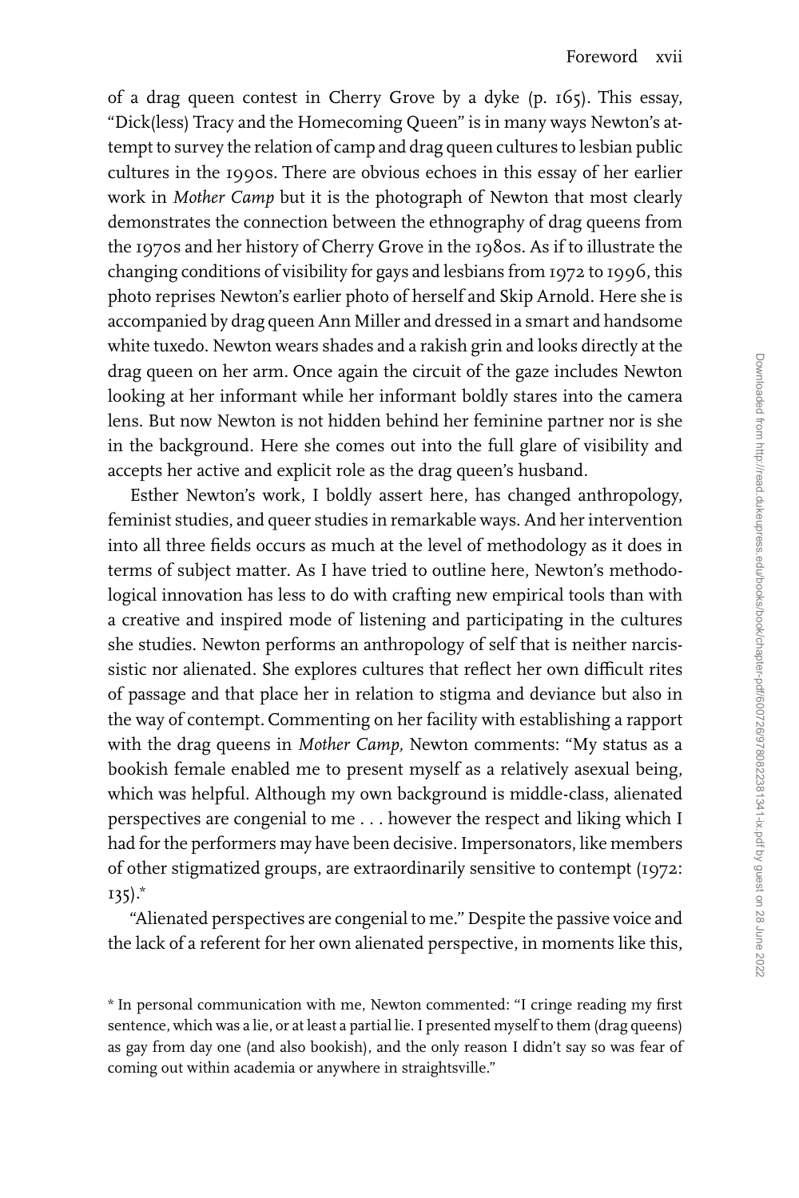of a drag queen contest in Cherry Grove by a dyke (p. 165). This essay, "Dick(less) Tracy and the Homecoming Queen" is in many ways Newton's attempt to survey the relation of camp and drag queen cultures to lesbian public cultures in the 1990s. There are obvious echoes in this essay of her earlier work in *Mother Camp* but it is the photograph of Newton that most clearly demonstrates the connection between the ethnography of drag queens from the 1970s and her history of Cherry Grove in the 1980s. As if to illustrate the changing conditions of visibility for gays and lesbians from 1972 to 1996, this photo reprises Newton's earlier photo of herself and Skip Arnold. Here she is accompanied by drag queen Ann Miller and dressed in a smart and handsome white tuxedo. Newton wears shades and a rakish grin and looks directly at the drag queen on her arm. Once again the circuit of the gaze includes Newton looking at her informant while her informant boldly stares into the camera lens. But now Newton is not hidden behind her feminine partner nor is she in the background. Here she comes out into the full glare of visibility and accepts her active and explicit role as the drag queen's husband.

Esther Newton's work, I boldly assert here, has changed anthropology, feminist studies, and queer studies in remarkable ways. And her intervention into all three fields occurs as much at the level of methodology as it does in terms of subject matter. As I have tried to outline here, Newton's methodological innovation has less to do with crafting new empirical tools than with a creative and inspired mode of listening and participating in the cultures she studies. Newton performs an anthropology of self that is neither narcissistic nor alienated. She explores cultures that reflect her own difficult rites of passage and that place her in relation to stigma and deviance but also in the way of contempt. Commenting on her facility with establishing a rapport with the drag queens in *Mother Camp,* Newton comments: "My status as a bookish female enabled me to present myself as a relatively asexual being, which was helpful. Although my own background is middle-class, alienated perspectives are congenial to me . . . however the respect and liking which I had for the performers may have been decisive. Impersonators, like members of other stigmatized groups, are extraordinarily sensitive to contempt (1972: 135).*

"Alienated perspectives are congenial to me." Despite the passive voice and the lack of a referent for her own alienated perspective, in moments like this,

* In personal communication with me, Newton commented: "I cringe reading my first sentence, which was a lie, or at least a partial lie. I presented myself to them (drag queens) as gay from day one (and also bookish), and the only reason I didn't say so was fear of coming out within academia or anywhere in straightsville."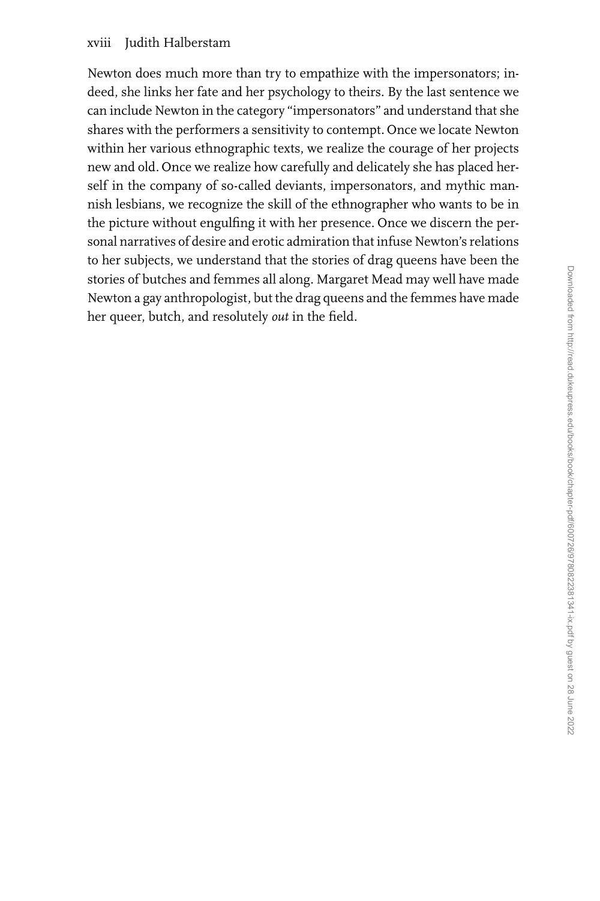Newton does much more than try to empathize with the impersonators; indeed, she links her fate and her psychology to theirs. By the last sentence we can include Newton in the category "impersonators" and understand that she shares with the performers a sensitivity to contempt. Once we locate Newton within her various ethnographic texts, we realize the courage of her projects new and old. Once we realize how carefully and delicately she has placed herself in the company of so-called deviants, impersonators, and mythic mannish lesbians, we recognize the skill of the ethnographer who wants to be in the picture without engulfing it with her presence. Once we discern the personal narratives of desire and erotic admiration that infuse Newton's relations to her subjects, we understand that the stories of drag queens have been the stories of butches and femmes all along. Margaret Mead may well have made Newton a gay anthropologist, but the drag queens and the femmes have made her queer, butch, and resolutely *out* in the field.